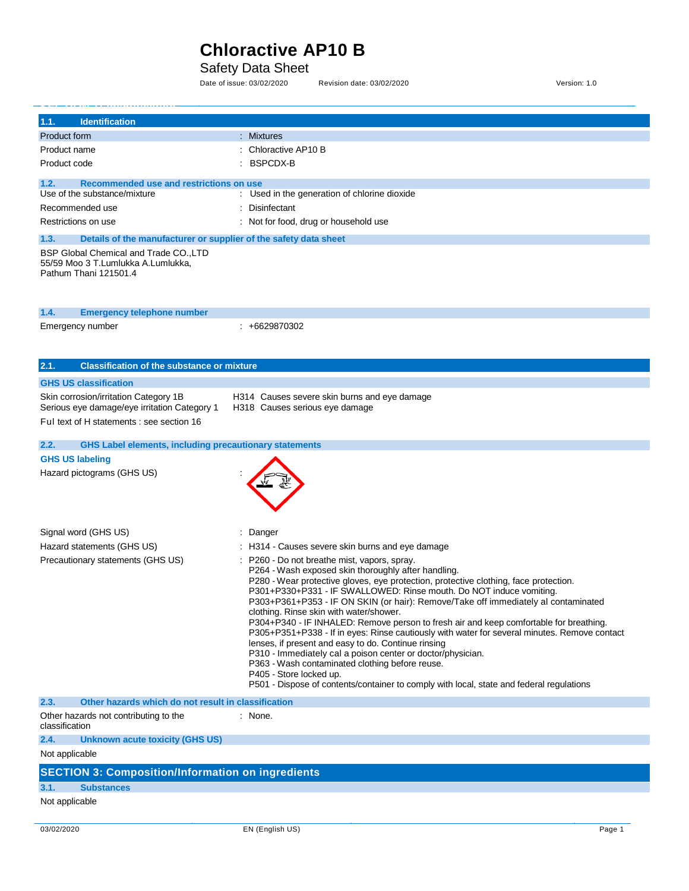# Chloractive AP10 B

Safety Data Sheet

Date of issue: 03/02/2020 Revision date: 03/02/2020 Version: 1.0

## 1.1. Identification

| | |
|---|---|
| Product form | : Mixtures |
| Product name | : Chloractive AP10 B |
| Product code | : BSPCDX-B |

## 1.2. Recommended use and restrictions on use

| | |
|---|---|
| Use of the substance/mixture | : Used in the generation of chlorine dioxide |
| Recommended use | : Disinfectant |
| Restrictions on use | : Not for food, drug or household use |

## 1.3. Details of the manufacturer or supplier of the safety data sheet

BSP Global Chemical and Trade CO.,LTD
55/59 Moo 3 T.Lumlukka A.Lumlukka,
Pathum Thani 121501.4

## 1.4. Emergency telephone number

| | |
|---|---|
| Emergency number | : +6629870302 |

## 2.1. Classification of the substance or mixture

### GHS US classification

| | |
|---|---|
| Skin corrosion/irritation Category 1B | H314 Causes severe skin burns and eye damage |
| Serious eye damage/eye irritation Category 1 | H318 Causes serious eye damage |

Ful text of H statements : see section 16

## 2.2. GHS Label elements, including precautionary statements

### GHS US labeling

Hazard pictograms (GHS US) :

Signal word (GHS US) : Danger

Hazard statements (GHS US) : H314 - Causes severe skin burns and eye damage

Precautionary statements (GHS US) :
P260 - Do not breathe mist, vapors, spray.
P264 - Wash exposed skin thoroughly after handling.
P280 - Wear protective gloves, eye protection, protective clothing, face protection.
P301+P330+P331 - IF SWALLOWED: Rinse mouth. Do NOT induce vomiting.
P303+P361+P353 - IF ON SKIN (or hair): Remove/Take off immediately al contaminated clothing. Rinse skin with water/shower.
P304+P340 - IF INHALED: Remove person to fresh air and keep comfortable for breathing.
P305+P351+P338 - If in eyes: Rinse cautiously with water for several minutes. Remove contact lenses, if present and easy to do. Continue rinsing
P310 - Immediately cal a poison center or doctor/physician.
P363 - Wash contaminated clothing before reuse.
P405 - Store locked up.
P501 - Dispose of contents/container to comply with local, state and federal regulations

## 2.3. Other hazards which do not result in classification

Other hazards not contributing to the classification : None.

## 2.4. Unknown acute toxicity (GHS US)

Not applicable

# SECTION 3: Composition/Information on ingredients

## 3.1. Substances

Not applicable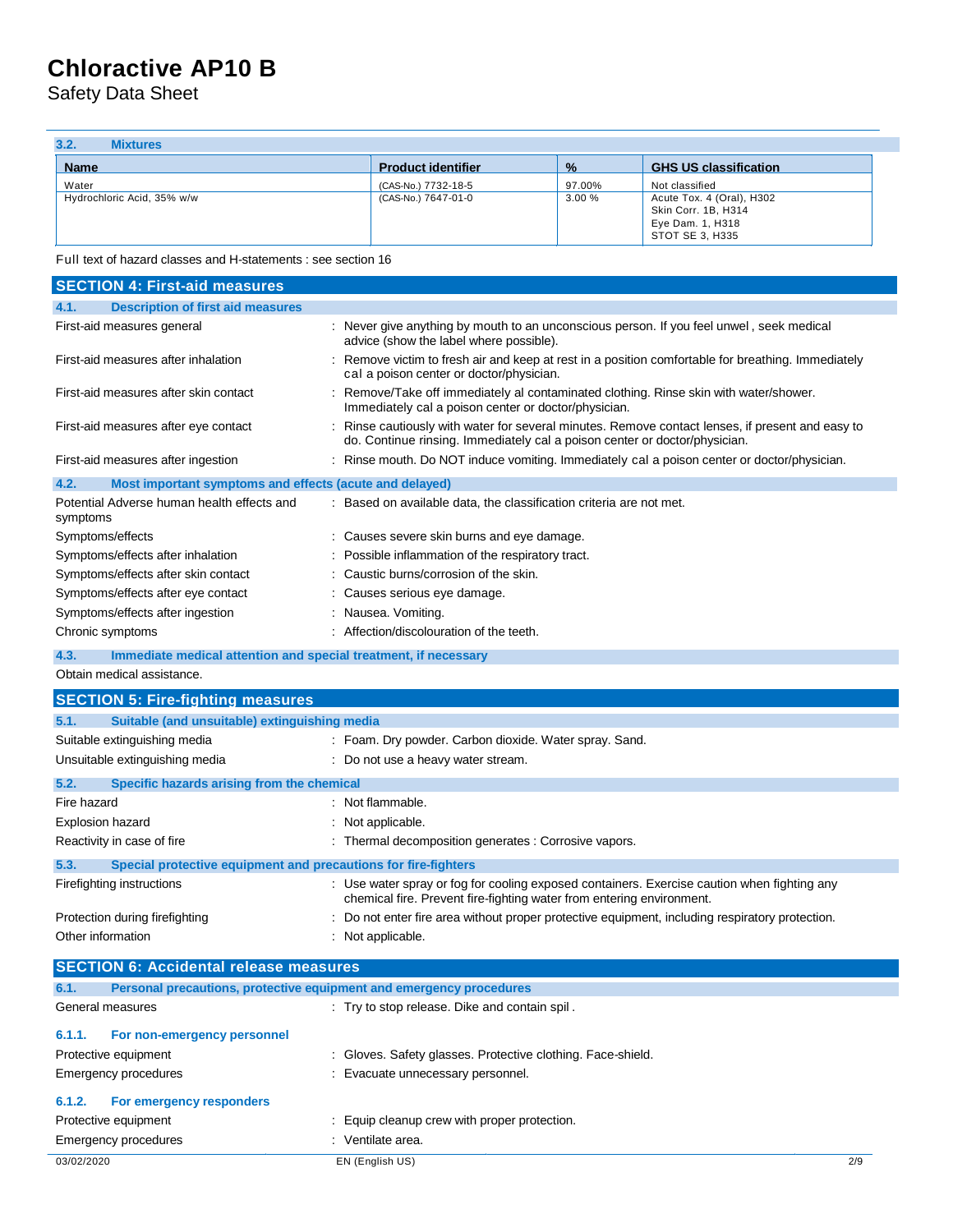### 3.2. Mixtures

| Name | Product identifier | % | GHS US classification |
|---|---|---|---|
| Water | (CAS-No.) 7732-18-5 | 97.00% | Not classified |
| Hydrochloric Acid, 35% w/w | (CAS-No.) 7647-01-0 | 3.00 % | Acute Tox. 4 (Oral), H302<br>Skin Corr. 1B, H314<br>Eye Dam. 1, H318<br>STOT SE 3, H335 |

Full text of hazard classes and H-statements : see section 16

## SECTION 4: First-aid measures

### 4.1. Description of first aid measures

First-aid measures general : Never give anything by mouth to an unconscious person. If you feel unwel , seek medical advice (show the label where possible).

First-aid measures after inhalation : Remove victim to fresh air and keep at rest in a position comfortable for breathing. Immediately cal a poison center or doctor/physician.

First-aid measures after skin contact : Remove/Take off immediately al contaminated clothing. Rinse skin with water/shower. Immediately cal a poison center or doctor/physician.

First-aid measures after eye contact : Rinse cautiously with water for several minutes. Remove contact lenses, if present and easy to do. Continue rinsing. Immediately cal a poison center or doctor/physician.

First-aid measures after ingestion : Rinse mouth. Do NOT induce vomiting. Immediately cal a poison center or doctor/physician.

### 4.2. Most important symptoms and effects (acute and delayed)

Potential Adverse human health effects and symptoms : Based on available data, the classification criteria are not met.

Symptoms/effects : Causes severe skin burns and eye damage.

Symptoms/effects after inhalation : Possible inflammation of the respiratory tract.

Symptoms/effects after skin contact : Caustic burns/corrosion of the skin.

Symptoms/effects after eye contact : Causes serious eye damage.

Symptoms/effects after ingestion : Nausea. Vomiting.

Chronic symptoms : Affection/discolouration of the teeth.

### 4.3. Immediate medical attention and special treatment, if necessary

Obtain medical assistance.

## SECTION 5: Fire-fighting measures

### 5.1. Suitable (and unsuitable) extinguishing media

Suitable extinguishing media : Foam. Dry powder. Carbon dioxide. Water spray. Sand.

Unsuitable extinguishing media : Do not use a heavy water stream.

### 5.2. Specific hazards arising from the chemical

Fire hazard : Not flammable.

Explosion hazard : Not applicable.

Reactivity in case of fire : Thermal decomposition generates : Corrosive vapors.

### 5.3. Special protective equipment and precautions for fire-fighters

Firefighting instructions : Use water spray or fog for cooling exposed containers. Exercise caution when fighting any chemical fire. Prevent fire-fighting water from entering environment.

Protection during firefighting : Do not enter fire area without proper protective equipment, including respiratory protection.

Other information : Not applicable.

## SECTION 6: Accidental release measures

### 6.1. Personal precautions, protective equipment and emergency procedures

General measures : Try to stop release. Dike and contain spil .

#### 6.1.1. For non-emergency personnel

Protective equipment : Gloves. Safety glasses. Protective clothing. Face-shield.

Emergency procedures : Evacuate unnecessary personnel.

#### 6.1.2. For emergency responders

Protective equipment : Equip cleanup crew with proper protection.

Emergency procedures : Ventilate area.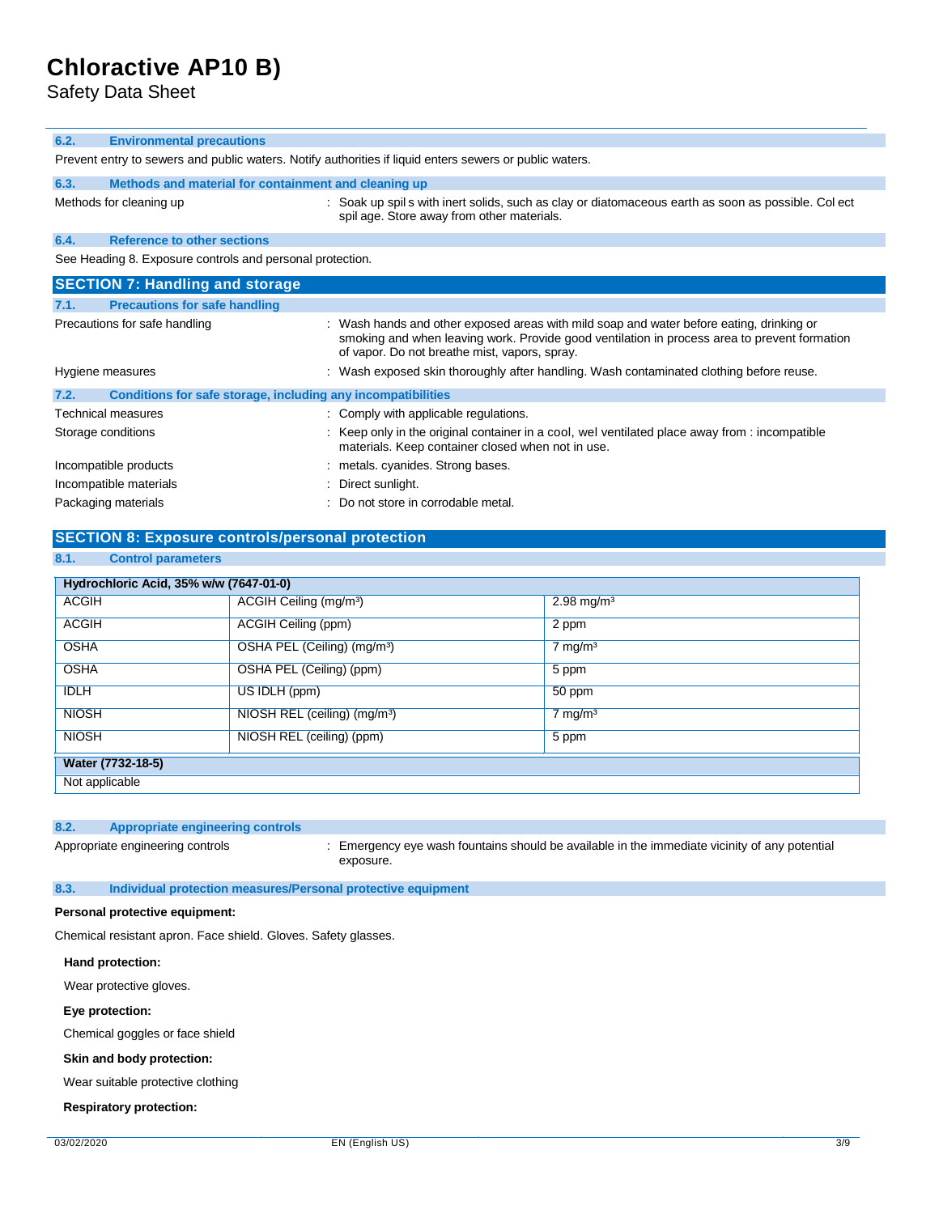### 6.2. Environmental precautions

Prevent entry to sewers and public waters. Notify authorities if liquid enters sewers or public waters.

### 6.3. Methods and material for containment and cleaning up

Methods for cleaning up : Soak up spil s with inert solids, such as clay or diatomaceous earth as soon as possible. Col ect spil age. Store away from other materials.

### 6.4. Reference to other sections

See Heading 8. Exposure controls and personal protection.

## SECTION 7: Handling and storage

### 7.1. Precautions for safe handling

Precautions for safe handling : Wash hands and other exposed areas with mild soap and water before eating, drinking or smoking and when leaving work. Provide good ventilation in process area to prevent formation of vapor. Do not breathe mist, vapors, spray.

Hygiene measures : Wash exposed skin thoroughly after handling. Wash contaminated clothing before reuse.

### 7.2. Conditions for safe storage, including any incompatibilities

Technical measures : Comply with applicable regulations.

Storage conditions : Keep only in the original container in a cool, wel ventilated place away from : incompatible materials. Keep container closed when not in use.

Incompatible products : metals. cyanides. Strong bases.

Incompatible materials : Direct sunlight.

Packaging materials : Do not store in corrodable metal.

## SECTION 8: Exposure controls/personal protection

### 8.1. Control parameters

| Hydrochloric Acid, 35% w/w (7647-01-0) | | |
|---|---|---|
| ACGIH | ACGIH Ceiling (mg/m³) | 2.98 mg/m³ |
| ACGIH | ACGIH Ceiling (ppm) | 2 ppm |
| OSHA | OSHA PEL (Ceiling) (mg/m³) | 7 mg/m³ |
| OSHA | OSHA PEL (Ceiling) (ppm) | 5 ppm |
| IDLH | US IDLH (ppm) | 50 ppm |
| NIOSH | NIOSH REL (ceiling) (mg/m³) | 7 mg/m³ |
| NIOSH | NIOSH REL (ceiling) (ppm) | 5 ppm |

| Water (7732-18-5) |
|---|
| Not applicable |

### 8.2. Appropriate engineering controls

Appropriate engineering controls : Emergency eye wash fountains should be available in the immediate vicinity of any potential exposure.

### 8.3. Individual protection measures/Personal protective equipment

**Personal protective equipment:**

Chemical resistant apron. Face shield. Gloves. Safety glasses.

**Hand protection:**

Wear protective gloves.

**Eye protection:**

Chemical goggles or face shield

**Skin and body protection:**

Wear suitable protective clothing

**Respiratory protection:**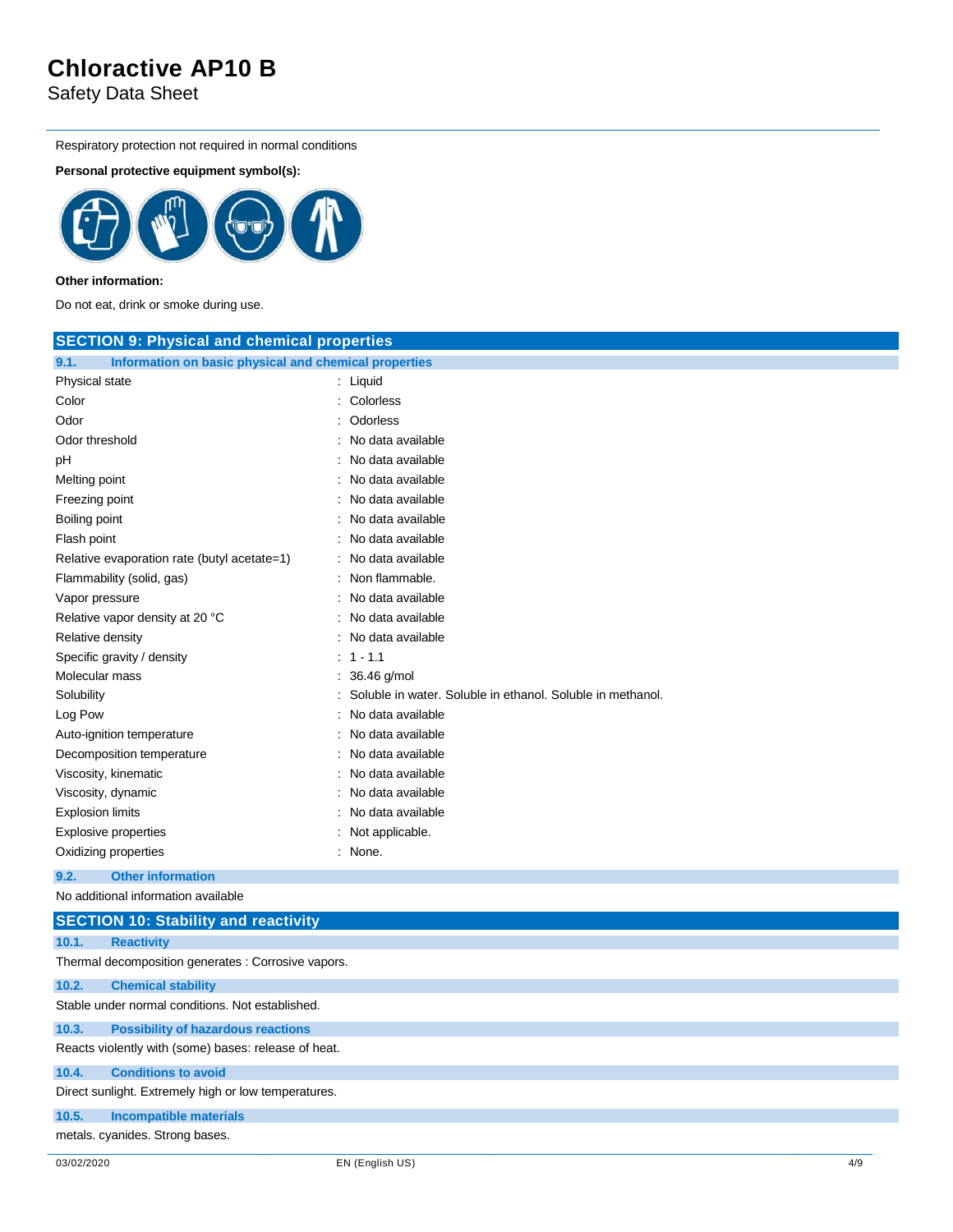Respiratory protection not required in normal conditions

**Personal protective equipment symbol(s):**

**Other information:**

Do not eat, drink or smoke during use.

## SECTION 9: Physical and chemical properties

### 9.1. Information on basic physical and chemical properties

| Property | Value |
|---|---|
| Physical state | : Liquid |
| Color | : Colorless |
| Odor | : Odorless |
| Odor threshold | : No data available |
| pH | : No data available |
| Melting point | : No data available |
| Freezing point | : No data available |
| Boiling point | : No data available |
| Flash point | : No data available |
| Relative evaporation rate (butyl acetate=1) | : No data available |
| Flammability (solid, gas) | : Non flammable. |
| Vapor pressure | : No data available |
| Relative vapor density at 20 °C | : No data available |
| Relative density | : No data available |
| Specific gravity / density | : 1 - 1.1 |
| Molecular mass | : 36.46 g/mol |
| Solubility | : Soluble in water. Soluble in ethanol. Soluble in methanol. |
| Log Pow | : No data available |
| Auto-ignition temperature | : No data available |
| Decomposition temperature | : No data available |
| Viscosity, kinematic | : No data available |
| Viscosity, dynamic | : No data available |
| Explosion limits | : No data available |
| Explosive properties | : Not applicable. |
| Oxidizing properties | : None. |

### 9.2. Other information

No additional information available

## SECTION 10: Stability and reactivity

### 10.1. Reactivity

Thermal decomposition generates : Corrosive vapors.

### 10.2. Chemical stability

Stable under normal conditions. Not established.

### 10.3. Possibility of hazardous reactions

Reacts violently with (some) bases: release of heat.

### 10.4. Conditions to avoid

Direct sunlight. Extremely high or low temperatures.

### 10.5. Incompatible materials

metals. cyanides. Strong bases.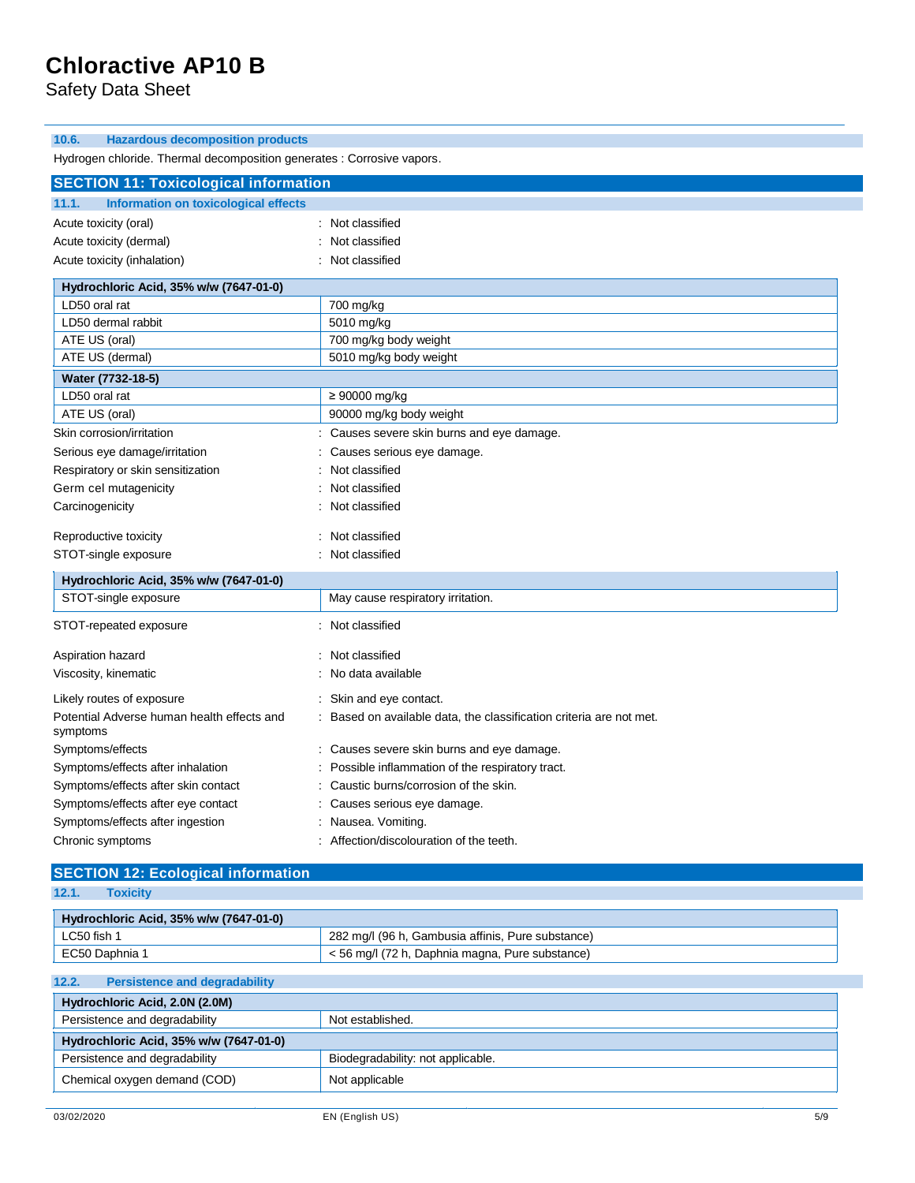### 10.6. Hazardous decomposition products

Hydrogen chloride. Thermal decomposition generates : Corrosive vapors.

## SECTION 11: Toxicological information

### 11.1. Information on toxicological effects

Acute toxicity (oral) : Not classified

Acute toxicity (dermal) : Not classified

Acute toxicity (inhalation) : Not classified

| Hydrochloric Acid, 35% w/w (7647-01-0) | |
|---|---|
| LD50 oral rat | 700 mg/kg |
| LD50 dermal rabbit | 5010 mg/kg |
| ATE US (oral) | 700 mg/kg body weight |
| ATE US (dermal) | 5010 mg/kg body weight |

| Water (7732-18-5) | |
|---|---|
| LD50 oral rat | ≥ 90000 mg/kg |
| ATE US (oral) | 90000 mg/kg body weight |

Skin corrosion/irritation : Causes severe skin burns and eye damage.

Serious eye damage/irritation : Causes serious eye damage.

Respiratory or skin sensitization : Not classified

Germ cel mutagenicity : Not classified

Carcinogenicity : Not classified

Reproductive toxicity : Not classified

STOT-single exposure : Not classified

| Hydrochloric Acid, 35% w/w (7647-01-0) | |
|---|---|
| STOT-single exposure | May cause respiratory irritation. |

STOT-repeated exposure : Not classified

Aspiration hazard : Not classified

Viscosity, kinematic : No data available

Likely routes of exposure : Skin and eye contact.

Potential Adverse human health effects and symptoms : Based on available data, the classification criteria are not met.

Symptoms/effects : Causes severe skin burns and eye damage.

Symptoms/effects after inhalation : Possible inflammation of the respiratory tract.

Symptoms/effects after skin contact : Caustic burns/corrosion of the skin.

Symptoms/effects after eye contact : Causes serious eye damage.

Symptoms/effects after ingestion : Nausea. Vomiting.

Chronic symptoms : Affection/discolouration of the teeth.

## SECTION 12: Ecological information

### 12.1. Toxicity

| Hydrochloric Acid, 35% w/w (7647-01-0) | |
|---|---|
| LC50 fish 1 | 282 mg/l (96 h, Gambusia affinis, Pure substance) |
| EC50 Daphnia 1 | < 56 mg/l (72 h, Daphnia magna, Pure substance) |

### 12.2. Persistence and degradability

| Hydrochloric Acid, 2.0N (2.0M) | |
|---|---|
| Persistence and degradability | Not established. |

| Hydrochloric Acid, 35% w/w (7647-01-0) | |
|---|---|
| Persistence and degradability | Biodegradability: not applicable. |
| Chemical oxygen demand (COD) | Not applicable |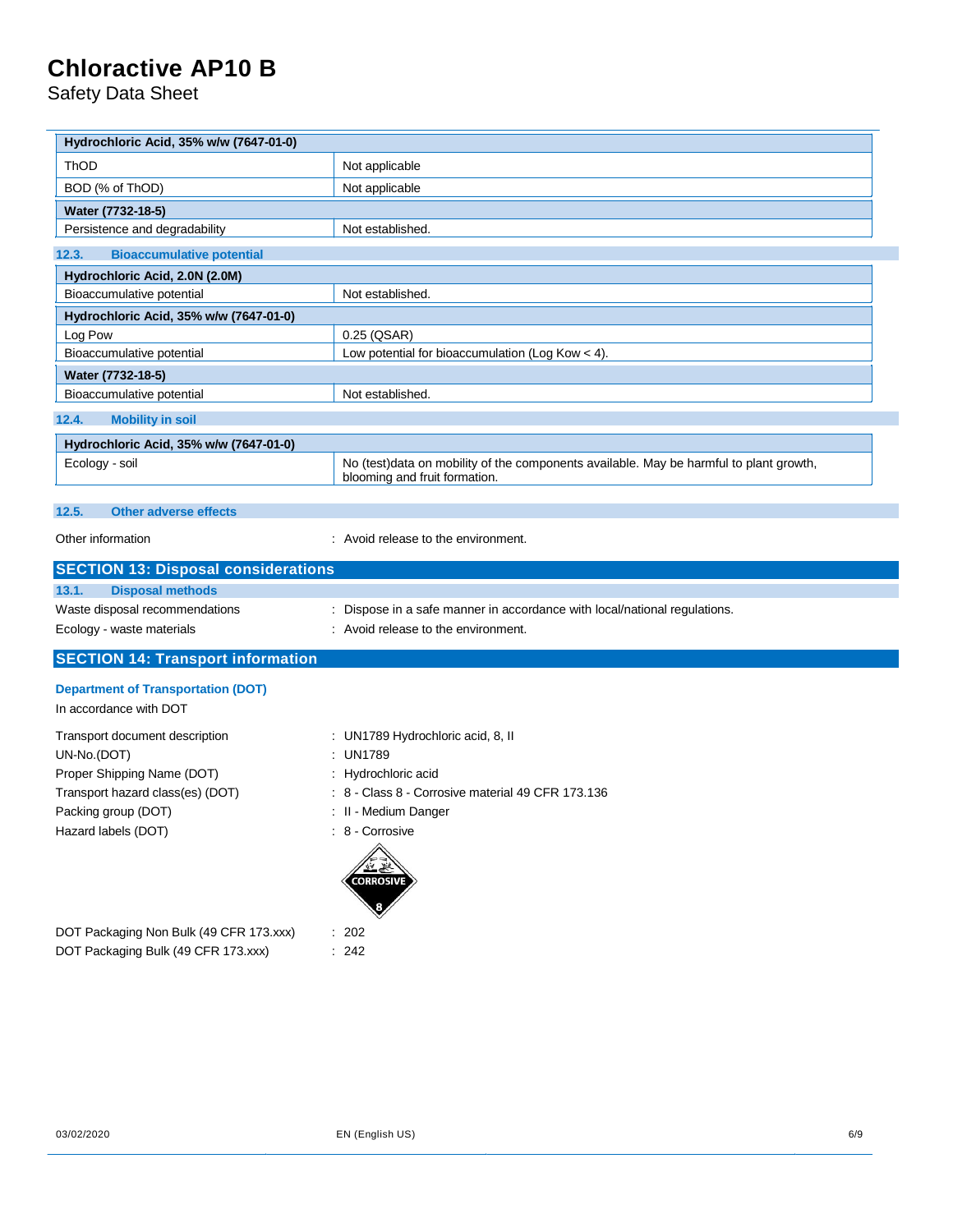| Hydrochloric Acid, 35% w/w (7647-01-0) | |
|---|---|
| ThOD | Not applicable |
| BOD (% of ThOD) | Not applicable |
| **Water (7732-18-5)** | |
| Persistence and degradability | Not established. |

### 12.3. Bioaccumulative potential

| Hydrochloric Acid, 2.0N (2.0M) | |
|---|---|
| Bioaccumulative potential | Not established. |
| **Hydrochloric Acid, 35% w/w (7647-01-0)** | |
| Log Pow | 0.25 (QSAR) |
| Bioaccumulative potential | Low potential for bioaccumulation (Log Kow < 4). |
| **Water (7732-18-5)** | |
| Bioaccumulative potential | Not established. |

### 12.4. Mobility in soil

| Hydrochloric Acid, 35% w/w (7647-01-0) | |
|---|---|
| Ecology - soil | No (test)data on mobility of the components available. May be harmful to plant growth, blooming and fruit formation. |

### 12.5. Other adverse effects

Other information : Avoid release to the environment.

## SECTION 13: Disposal considerations

### 13.1. Disposal methods

Waste disposal recommendations : Dispose in a safe manner in accordance with local/national regulations.

Ecology - waste materials : Avoid release to the environment.

## SECTION 14: Transport information

**Department of Transportation (DOT)**

In accordance with DOT

Transport document description : UN1789 Hydrochloric acid, 8, II

UN-No.(DOT) : UN1789

Proper Shipping Name (DOT) : Hydrochloric acid

Transport hazard class(es) (DOT) : 8 - Class 8 - Corrosive material 49 CFR 173.136

Packing group (DOT) : II - Medium Danger

Hazard labels (DOT) : 8 - Corrosive

DOT Packaging Non Bulk (49 CFR 173.xxx) : 202

DOT Packaging Bulk (49 CFR 173.xxx) : 242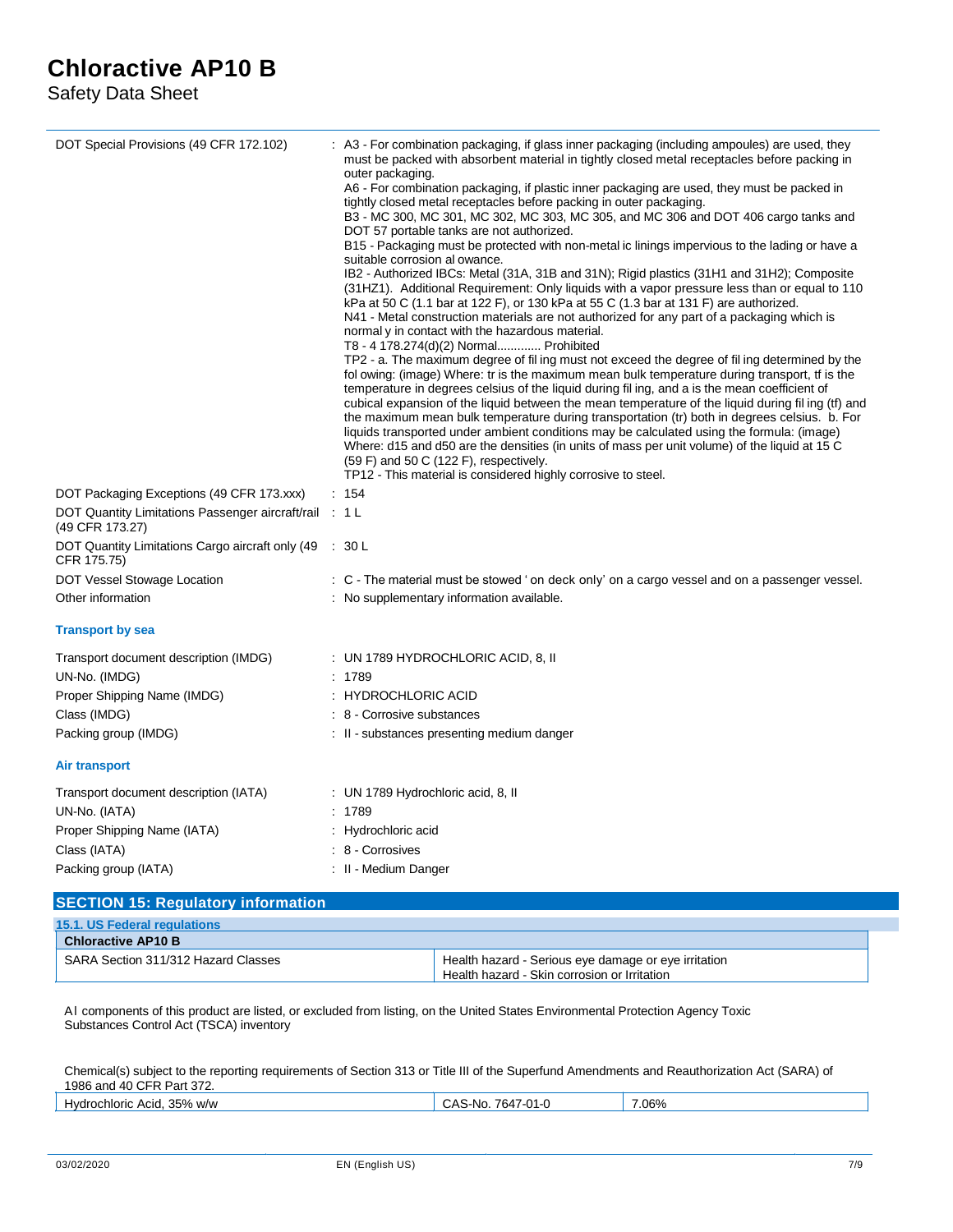| | |
|---|---|
| DOT Special Provisions (49 CFR 172.102) | : A3 - For combination packaging, if glass inner packaging (including ampoules) are used, they must be packed with absorbent material in tightly closed metal receptacles before packing in outer packaging.<br>A6 - For combination packaging, if plastic inner packaging are used, they must be packed in tightly closed metal receptacles before packing in outer packaging.<br>B3 - MC 300, MC 301, MC 302, MC 303, MC 305, and MC 306 and DOT 406 cargo tanks and DOT 57 portable tanks are not authorized.<br>B15 - Packaging must be protected with non-metal ic linings impervious to the lading or have a suitable corrosion al owance.<br>IB2 - Authorized IBCs: Metal (31A, 31B and 31N); Rigid plastics (31H1 and 31H2); Composite (31HZ1). Additional Requirement: Only liquids with a vapor pressure less than or equal to 110 kPa at 50 C (1.1 bar at 122 F), or 130 kPa at 55 C (1.3 bar at 131 F) are authorized.<br>N41 - Metal construction materials are not authorized for any part of a packaging which is normal y in contact with the hazardous material.<br>T8 - 4 178.274(d)(2) Normal............ Prohibited<br>TP2 - a. The maximum degree of fil ing must not exceed the degree of fil ing determined by the fol owing: (image) Where: tr is the maximum mean bulk temperature during transport, tf is the temperature in degrees celsius of the liquid during fil ing, and a is the mean coefficient of cubical expansion of the liquid between the mean temperature of the liquid during fil ing (tf) and the maximum mean bulk temperature during transportation (tr) both in degrees celsius. b. For liquids transported under ambient conditions may be calculated using the formula: (image) Where: d15 and d50 are the densities (in units of mass per unit volume) of the liquid at 15 C (59 F) and 50 C (122 F), respectively.<br>TP12 - This material is considered highly corrosive to steel. |
| DOT Packaging Exceptions (49 CFR 173.xxx) | : 154 |
| DOT Quantity Limitations Passenger aircraft/rail (49 CFR 173.27) | : 1 L |
| DOT Quantity Limitations Cargo aircraft only (49 CFR 175.75) | : 30 L |
| DOT Vessel Stowage Location | : C - The material must be stowed ' on deck only' on a cargo vessel and on a passenger vessel. |
| Other information | : No supplementary information available. |

### Transport by sea

| | |
|---|---|
| Transport document description (IMDG) | : UN 1789 HYDROCHLORIC ACID, 8, II |
| UN-No. (IMDG) | : 1789 |
| Proper Shipping Name (IMDG) | : HYDROCHLORIC ACID |
| Class (IMDG) | : 8 - Corrosive substances |
| Packing group (IMDG) | : II - substances presenting medium danger |

### Air transport

| | |
|---|---|
| Transport document description (IATA) | : UN 1789 Hydrochloric acid, 8, II |
| UN-No. (IATA) | : 1789 |
| Proper Shipping Name (IATA) | : Hydrochloric acid |
| Class (IATA) | : 8 - Corrosives |
| Packing group (IATA) | : II - Medium Danger |

## SECTION 15: Regulatory information

### 15.1. US Federal regulations

| Chloractive AP10 B | |
|---|---|
| SARA Section 311/312 Hazard Classes | Health hazard - Serious eye damage or eye irritation<br>Health hazard - Skin corrosion or Irritation |

Al components of this product are listed, or excluded from listing, on the United States Environmental Protection Agency Toxic Substances Control Act (TSCA) inventory

Chemical(s) subject to the reporting requirements of Section 313 or Title III of the Superfund Amendments and Reauthorization Act (SARA) of 1986 and 40 CFR Part 372.

| | | |
|---|---|---|
| Hydrochloric Acid, 35% w/w | CAS-No. 7647-01-0 | 7.06% |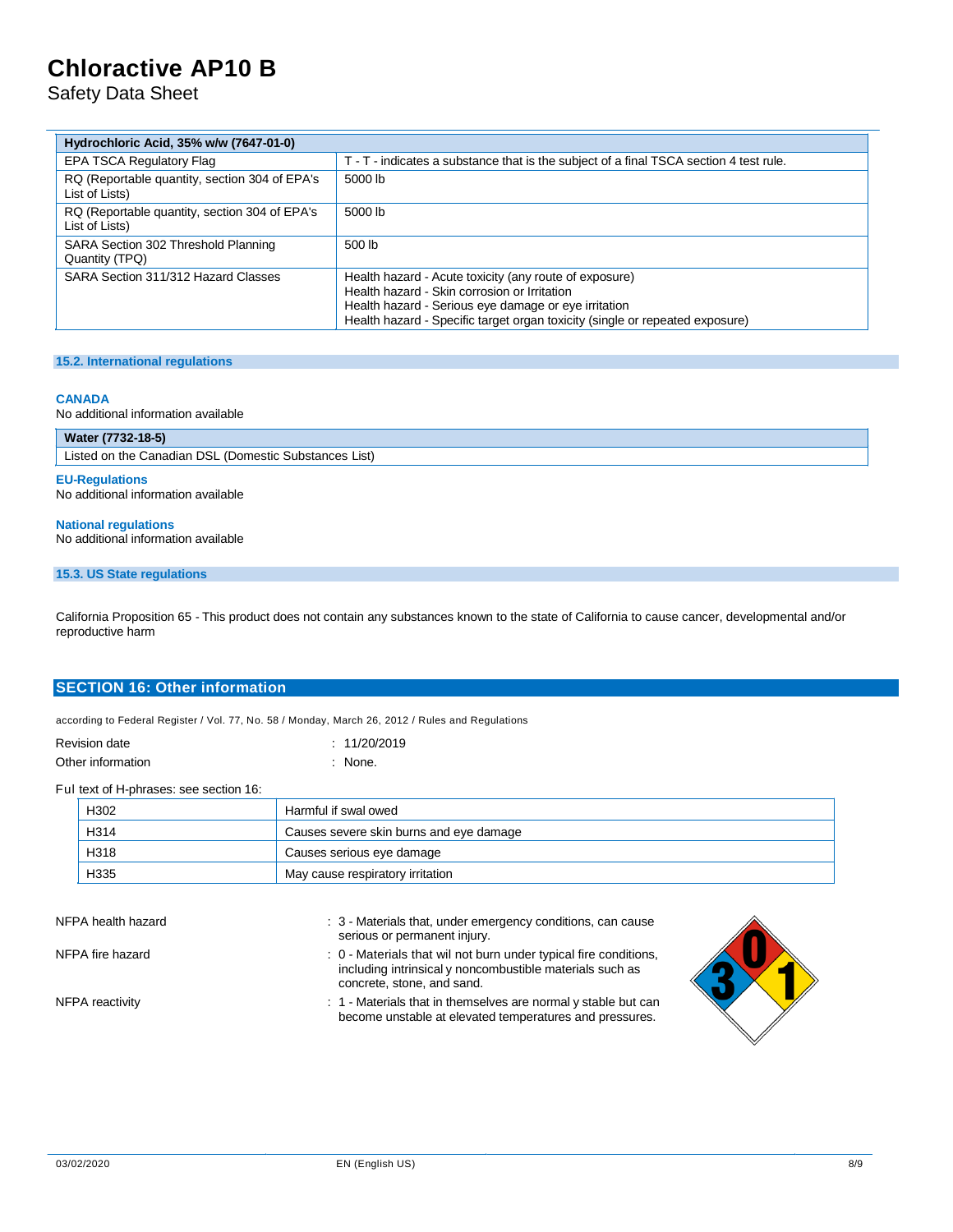| Hydrochloric Acid, 35% w/w (7647-01-0) | |
|---|---|
| EPA TSCA Regulatory Flag | T - T - indicates a substance that is the subject of a final TSCA section 4 test rule. |
| RQ (Reportable quantity, section 304 of EPA's List of Lists) | 5000 lb |
| RQ (Reportable quantity, section 304 of EPA's List of Lists) | 5000 lb |
| SARA Section 302 Threshold Planning Quantity (TPQ) | 500 lb |
| SARA Section 311/312 Hazard Classes | Health hazard - Acute toxicity (any route of exposure)<br>Health hazard - Skin corrosion or Irritation<br>Health hazard - Serious eye damage or eye irritation<br>Health hazard - Specific target organ toxicity (single or repeated exposure) |

### 15.2. International regulations

**CANADA**

No additional information available

| Water (7732-18-5) |
|---|
| Listed on the Canadian DSL (Domestic Substances List) |

**EU-Regulations**

No additional information available

**National regulations**

No additional information available

### 15.3. US State regulations

California Proposition 65 - This product does not contain any substances known to the state of California to cause cancer, developmental and/or reproductive harm

## SECTION 16: Other information

according to Federal Register / Vol. 77, No. 58 / Monday, March 26, 2012 / Rules and Regulations

Revision date : 11/20/2019

Other information : None.

Ful text of H-phrases: see section 16:

| | |
|---|---|
| H302 | Harmful if swal owed |
| H314 | Causes severe skin burns and eye damage |
| H318 | Causes serious eye damage |
| H335 | May cause respiratory irritation |

NFPA health hazard : 3 - Materials that, under emergency conditions, can cause serious or permanent injury.

NFPA fire hazard : 0 - Materials that wil not burn under typical fire conditions, including intrinsical y noncombustible materials such as concrete, stone, and sand.

NFPA reactivity : 1 - Materials that in themselves are normal y stable but can become unstable at elevated temperatures and pressures.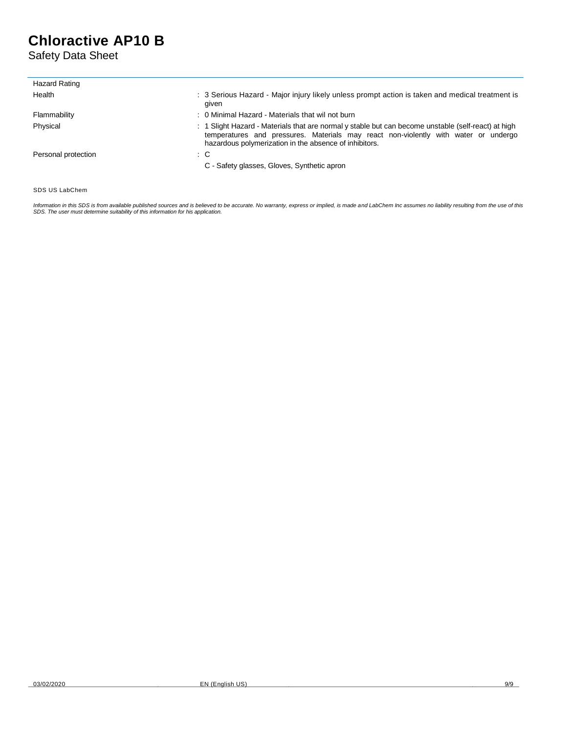| | |
|---|---|
| Hazard Rating | |
| Health | : 3 Serious Hazard - Major injury likely unless prompt action is taken and medical treatment is given |
| Flammability | : 0 Minimal Hazard - Materials that wil not burn |
| Physical | : 1 Slight Hazard - Materials that are normal y stable but can become unstable (self-react) at high temperatures and pressures. Materials may react non-violently with water or undergo hazardous polymerization in the absence of inhibitors. |
| Personal protection | : C |
| | C - Safety glasses, Gloves, Synthetic apron |

SDS US LabChem

*Information in this SDS is from available published sources and is believed to be accurate. No warranty, express or implied, is made and LabChem Inc assumes no liability resulting from the use of this SDS. The user must determine suitability of this information for his application.*